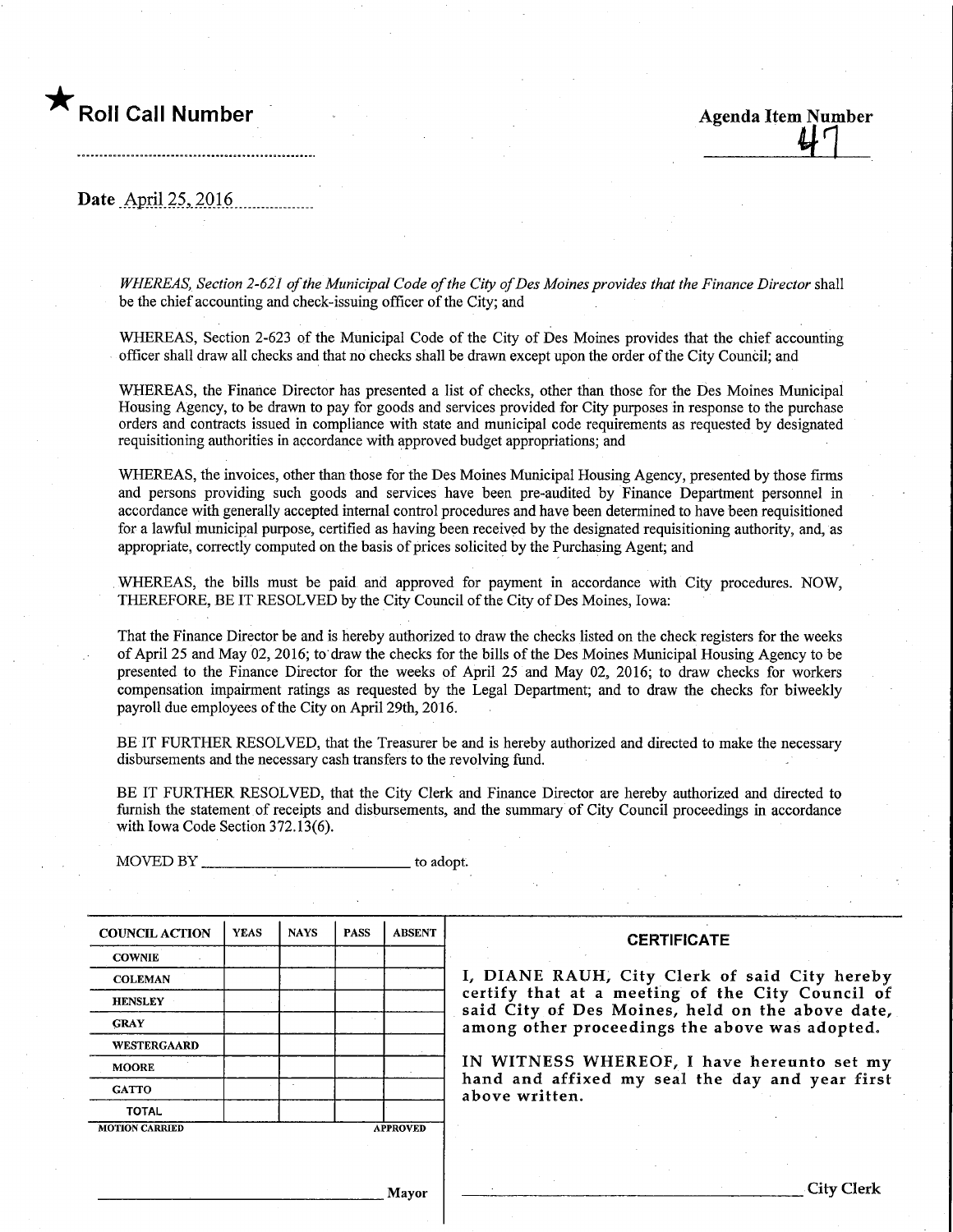★ **Roll Call Number**

**Agenda Item Number**
47

Date April 25, 2016

*WHEREAS, Section 2-621 of the Municipal Code of the City of Des Moines provides that the Finance Director* shall be the chief accounting and check-issuing officer of the City; and

WHEREAS, Section 2-623 of the Municipal Code of the City of Des Moines provides that the chief accounting officer shall draw all checks and that no checks shall be drawn except upon the order of the City Council; and

WHEREAS, the Finance Director has presented a list of checks, other than those for the Des Moines Municipal Housing Agency, to be drawn to pay for goods and services provided for City purposes in response to the purchase orders and contracts issued in compliance with state and municipal code requirements as requested by designated requisitioning authorities in accordance with approved budget appropriations; and

WHEREAS, the invoices, other than those for the Des Moines Municipal Housing Agency, presented by those firms and persons providing such goods and services have been pre-audited by Finance Department personnel in accordance with generally accepted internal control procedures and have been determined to have been requisitioned for a lawful municipal purpose, certified as having been received by the designated requisitioning authority, and, as appropriate, correctly computed on the basis of prices solicited by the Purchasing Agent; and

WHEREAS, the bills must be paid and approved for payment in accordance with City procedures. NOW, THEREFORE, BE IT RESOLVED by the City Council of the City of Des Moines, Iowa:

That the Finance Director be and is hereby authorized to draw the checks listed on the check registers for the weeks of April 25 and May 02, 2016; to draw the checks for the bills of the Des Moines Municipal Housing Agency to be presented to the Finance Director for the weeks of April 25 and May 02, 2016; to draw checks for workers compensation impairment ratings as requested by the Legal Department; and to draw the checks for biweekly payroll due employees of the City on April 29th, 2016.

BE IT FURTHER RESOLVED, that the Treasurer be and is hereby authorized and directed to make the necessary disbursements and the necessary cash transfers to the revolving fund.

BE IT FURTHER RESOLVED, that the City Clerk and Finance Director are hereby authorized and directed to furnish the statement of receipts and disbursements, and the summary of City Council proceedings in accordance with Iowa Code Section 372.13(6).

MOVED BY ____________________________ to adopt.

| COUNCIL ACTION | YEAS | NAYS | PASS | ABSENT |
|---|---|---|---|---|
| COWNIE | | | | |
| COLEMAN | | | | |
| HENSLEY | | | | |
| GRAY | | | | |
| WESTERGAARD | | | | |
| MOORE | | | | |
| GATTO | | | | |
| TOTAL | | | | |

MOTION CARRIED APPROVED

______________________________ Mayor

**CERTIFICATE**

I, DIANE RAUH, City Clerk of said City hereby certify that at a meeting of the City Council of said City of Des Moines, held on the above date, among other proceedings the above was adopted.

IN WITNESS WHEREOF, I have hereunto set my hand and affixed my seal the day and year first above written.

______________________________ City Clerk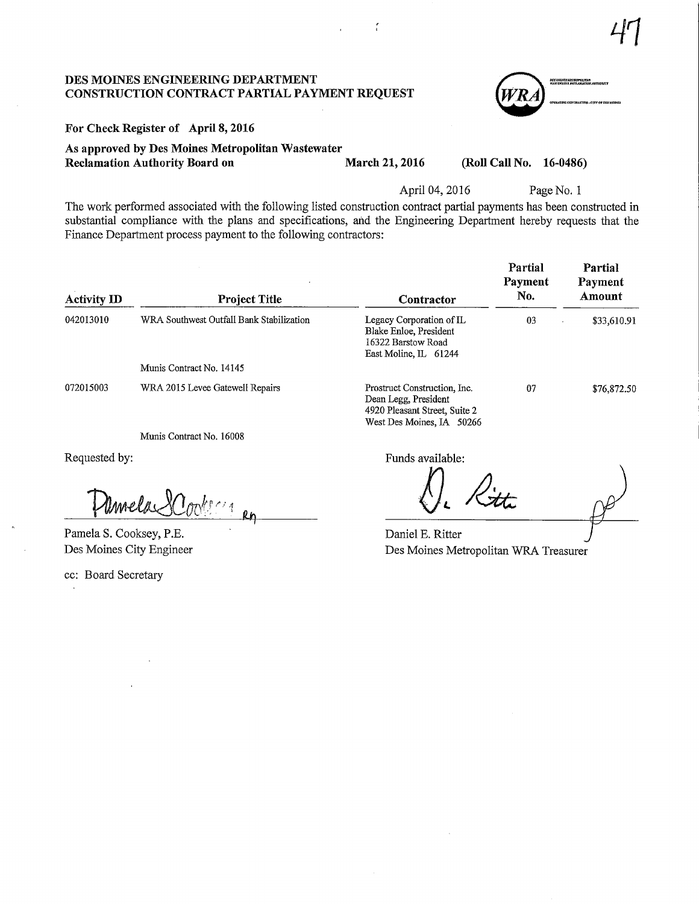# DES MOINES ENGINEERING DEPARTMENT
## CONSTRUCTION CONTRACT PARTIAL PAYMENT REQUEST

**For Check Register of April 8, 2016**

**As approved by Des Moines Metropolitan Wastewater Reclamation Authority Board on March 21, 2016 (Roll Call No. 16-0486)**

April 04, 2016 Page No. 1

The work performed associated with the following listed construction contract partial payments has been constructed in substantial compliance with the plans and specifications, and the Engineering Department hereby requests that the Finance Department process payment to the following contractors:

| Activity ID | Project Title | Contractor | Partial Payment No. | Partial Payment Amount |
|---|---|---|---|---|
| 042013010 | WRA Southwest Outfall Bank Stabilization<br><br>Munis Contract No. 14145 | Legacy Corporation of IL<br>Blake Enloe, President<br>16322 Barstow Road<br>East Moline, IL 61244 | 03 | $33,610.91 |
| 072015003 | WRA 2015 Levee Gatewell Repairs<br><br>Munis Contract No. 16008 | Prostruct Construction, Inc.<br>Dean Legg, President<br>4920 Pleasant Street, Suite 2<br>West Des Moines, IA 50266 | 07 | $76,872.50 |

Requested by:

Pamela S. Cooksey, P.E.
Des Moines City Engineer

Funds available:

Daniel E. Ritter
Des Moines Metropolitan WRA Treasurer

cc: Board Secretary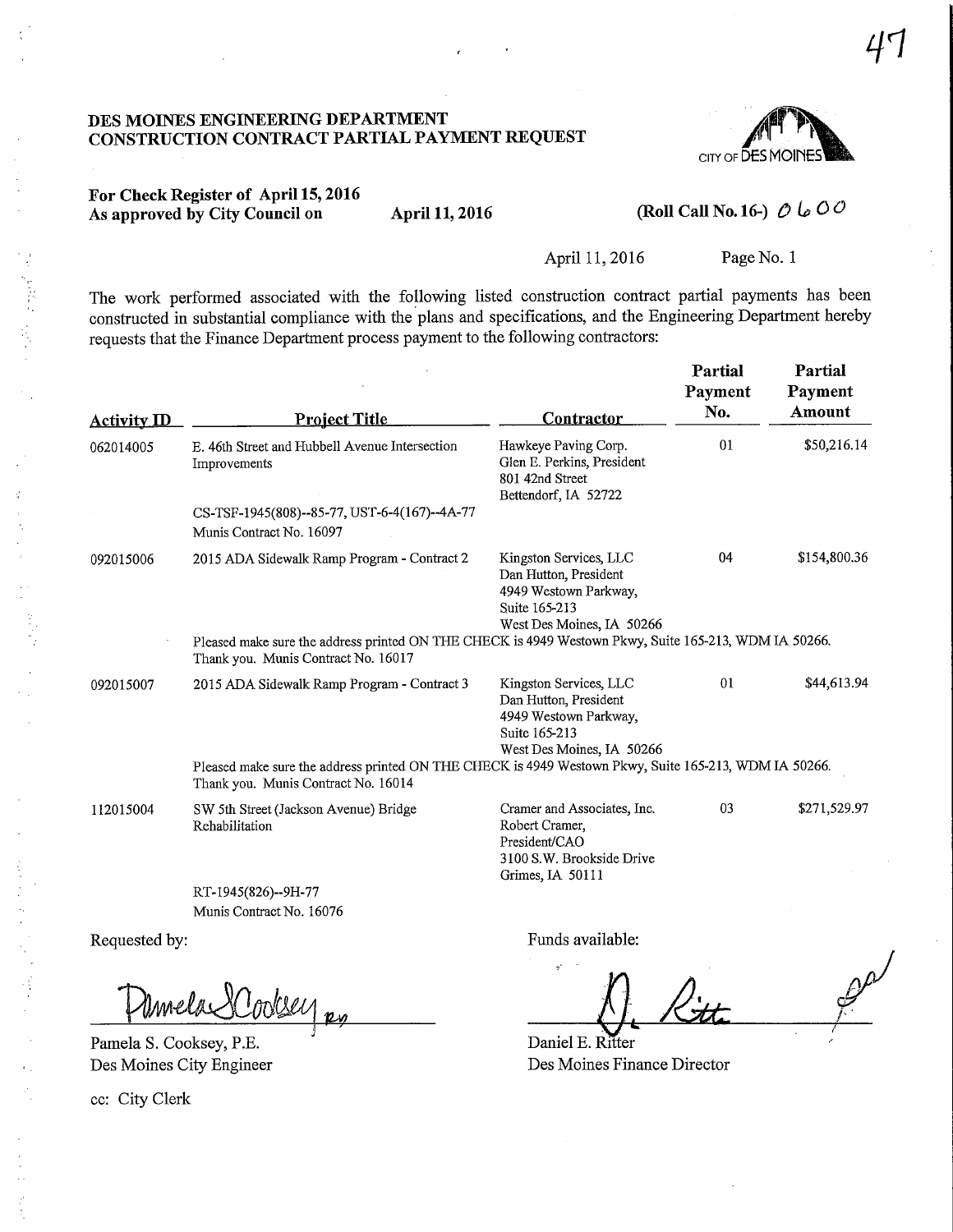47

**DES MOINES ENGINEERING DEPARTMENT**
**CONSTRUCTION CONTRACT PARTIAL PAYMENT REQUEST**

CITY OF DES MOINES

**For Check Register of April 15, 2016**
**As approved by City Council on April 11, 2016** **(Roll Call No. 16-)** 0600

April 11, 2016 Page No. 1

The work performed associated with the following listed construction contract partial payments has been constructed in substantial compliance with the plans and specifications, and the Engineering Department hereby requests that the Finance Department process payment to the following contractors:

| Activity ID | Project Title | Contractor | Partial Payment No. | Partial Payment Amount |
|---|---|---|---|---|
| 062014005 | E. 46th Street and Hubbell Avenue Intersection Improvements<br><br>CS-TSF-1945(808)--85-77, UST-6-4(167)--4A-77<br>Munis Contract No. 16097 | Hawkeye Paving Corp.<br>Glen E. Perkins, President<br>801 42nd Street<br>Bettendorf, IA 52722 | 01 | $50,216.14 |
| 092015006 | 2015 ADA Sidewalk Ramp Program - Contract 2<br><br>Pleased make sure the address printed ON THE CHECK is 4949 Westown Pkwy, Suite 165-213, WDM IA 50266. Thank you. Munis Contract No. 16017 | Kingston Services, LLC<br>Dan Hutton, President<br>4949 Westown Parkway,<br>Suite 165-213<br>West Des Moines, IA 50266 | 04 | $154,800.36 |
| 092015007 | 2015 ADA Sidewalk Ramp Program - Contract 3<br><br>Pleased make sure the address printed ON THE CHECK is 4949 Westown Pkwy, Suite 165-213, WDM IA 50266. Thank you. Munis Contract No. 16014 | Kingston Services, LLC<br>Dan Hutton, President<br>4949 Westown Parkway,<br>Suite 165-213<br>West Des Moines, IA 50266 | 01 | $44,613.94 |
| 112015004 | SW 5th Street (Jackson Avenue) Bridge Rehabilitation<br><br>RT-1945(826)--9H-77<br>Munis Contract No. 16076 | Cramer and Associates, Inc.<br>Robert Cramer, President/CAO<br>3100 S.W. Brookside Drive<br>Grimes, IA 50111 | 03 | $271,529.97 |

Requested by:

Pamela S. Cooksey, P.E.
Des Moines City Engineer

Funds available:

Daniel E. Ritter
Des Moines Finance Director

cc: City Clerk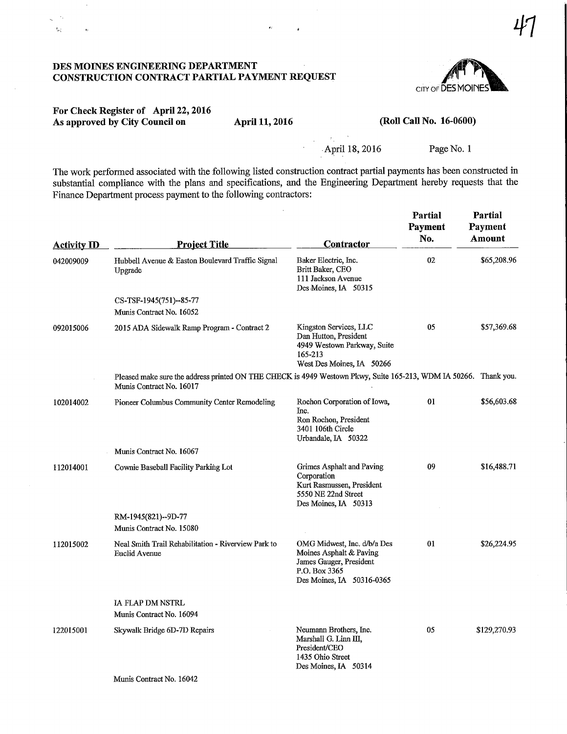# DES MOINES ENGINEERING DEPARTMENT
# CONSTRUCTION CONTRACT PARTIAL PAYMENT REQUEST

**For Check Register of April 22, 2016**
**As approved by City Council on April 11, 2016 (Roll Call No. 16-0600)**

April 18, 2016 Page No. 1

The work performed associated with the following listed construction contract partial payments has been constructed in substantial compliance with the plans and specifications, and the Engineering Department hereby requests that the Finance Department process payment to the following contractors:

| Activity ID | Project Title | Contractor | Partial Payment No. | Partial Payment Amount |
|---|---|---|---|---|
| 042009009 | Hubbell Avenue & Easton Boulevard Traffic Signal Upgrade<br>CS-TSF-1945(751)--85-77<br>Munis Contract No. 16052 | Baker Electric, Inc.<br>Britt Baker, CEO<br>111 Jackson Avenue<br>Des Moines, IA 50315 | 02 | $65,208.96 |
| 092015006 | 2015 ADA Sidewalk Ramp Program - Contract 2<br>Pleased make sure the address printed ON THE CHECK is 4949 Westown Pkwy, Suite 165-213, WDM IA 50266. Thank you.<br>Munis Contract No. 16017 | Kingston Services, LLC<br>Dan Hutton, President<br>4949 Westown Parkway, Suite 165-213<br>West Des Moines, IA 50266 | 05 | $57,369.68 |
| 102014002 | Pioneer Columbus Community Center Remodeling<br>Munis Contract No. 16067 | Rochon Corporation of Iowa, Inc.<br>Ron Rochon, President<br>3401 106th Circle<br>Urbandale, IA 50322 | 01 | $56,603.68 |
| 112014001 | Cownie Baseball Facility Parking Lot<br>RM-1945(821)--9D-77<br>Munis Contract No. 15080 | Grimes Asphalt and Paving Corporation<br>Kurt Rasmussen, President<br>5550 NE 22nd Street<br>Des Moines, IA 50313 | 09 | $16,488.71 |
| 112015002 | Neal Smith Trail Rehabilitation - Riverview Park to Euclid Avenue<br>IA FLAP DM NSTRL<br>Munis Contract No. 16094 | OMG Midwest, Inc. d/b/a Des Moines Asphalt & Paving<br>James Gauger, President<br>P.O. Box 3365<br>Des Moines, IA 50316-0365 | 01 | $26,224.95 |
| 122015001 | Skywalk Bridge 6D-7D Repairs<br>Munis Contract No. 16042 | Neumann Brothers, Inc.<br>Marshall G. Linn III, President/CEO<br>1435 Ohio Street<br>Des Moines, IA 50314 | 05 | $129,270.93 |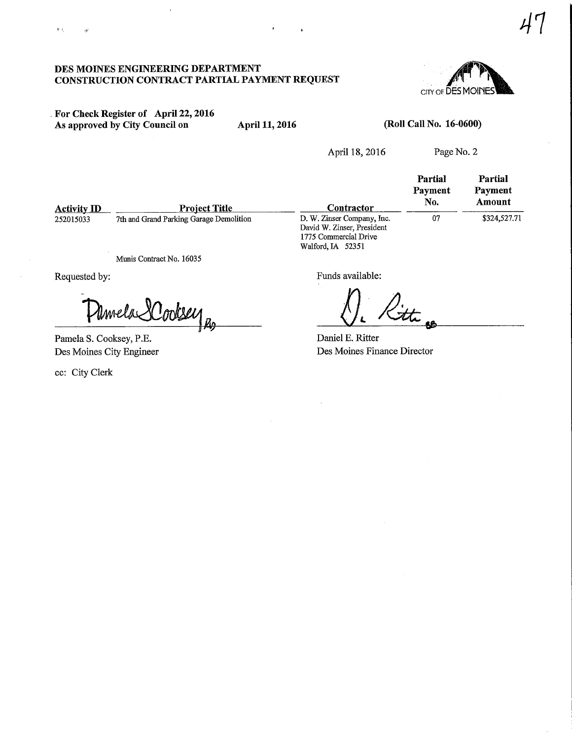**DES MOINES ENGINEERING DEPARTMENT**
**CONSTRUCTION CONTRACT PARTIAL PAYMENT REQUEST**

**For Check Register of April 22, 2016**
**As approved by City Council on April 11, 2016 (Roll Call No. 16-0600)**

April 18, 2016

Page No. 2

| Activity ID | Project Title | Contractor | Partial Payment No. | Partial Payment Amount |
|---|---|---|---|---|
| 252015033 | 7th and Grand Parking Garage Demolition | D. W. Zinser Company, Inc. David W. Zinser, President 1775 Commercial Drive Walford, IA 52351 | 07 | $324,527.71 |

Munis Contract No. 16035

Requested by:

Pamela S. Cooksey, P.E.
Des Moines City Engineer

Funds available:

Daniel E. Ritter
Des Moines Finance Director

cc: City Clerk